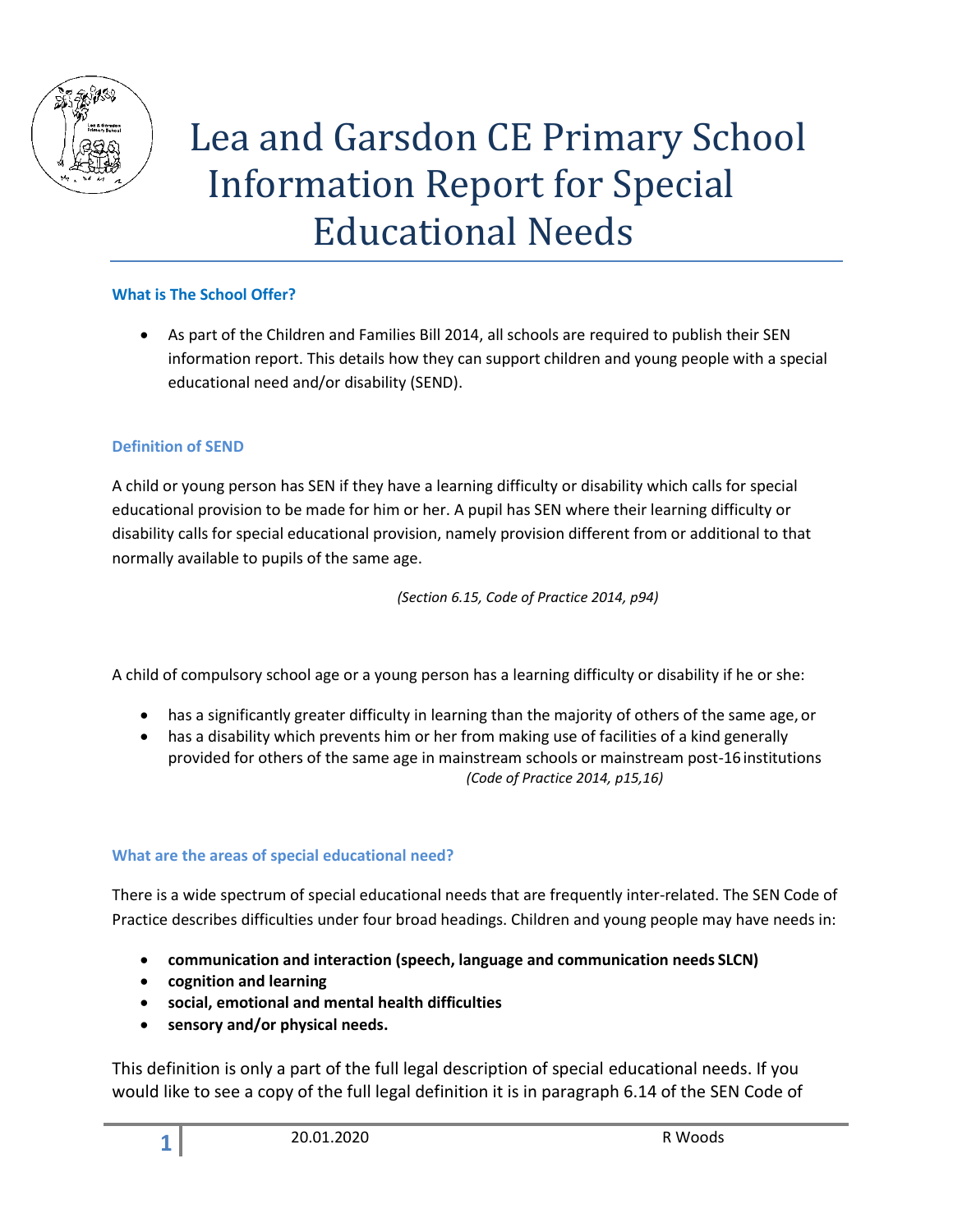# Lea and Garsdon CE Primary School Information Report for Special Educational Needs

### What is The School Offer?

- As part of the Children and Families Bill 2014, all schools are required to publish their SEN information report. This details how they can support children and young people with a special educational need and/or disability (SEND).

### Definition of SEND

A child or young person has SEN if they have a learning difficulty or disability which calls for special educational provision to be made for him or her. A pupil has SEN where their learning difficulty or disability calls for special educational provision, namely provision different from or additional to that normally available to pupils of the same age.

*(Section 6.15, Code of Practice 2014, p94)*

A child of compulsory school age or a young person has a learning difficulty or disability if he or she:

- has a significantly greater difficulty in learning than the majority of others of the same age, or
- has a disability which prevents him or her from making use of facilities of a kind generally provided for others of the same age in mainstream schools or mainstream post-16 institutions

*(Code of Practice 2014, p15,16)*

### What are the areas of special educational need?

There is a wide spectrum of special educational needs that are frequently inter-related. The SEN Code of Practice describes difficulties under four broad headings. Children and young people may have needs in:

- **communication and interaction (speech, language and communication needs SLCN)**
- **cognition and learning**
- **social, emotional and mental health difficulties**
- **sensory and/or physical needs.**

This definition is only a part of the full legal description of special educational needs. If you would like to see a copy of the full legal definition it is in paragraph 6.14 of the SEN Code of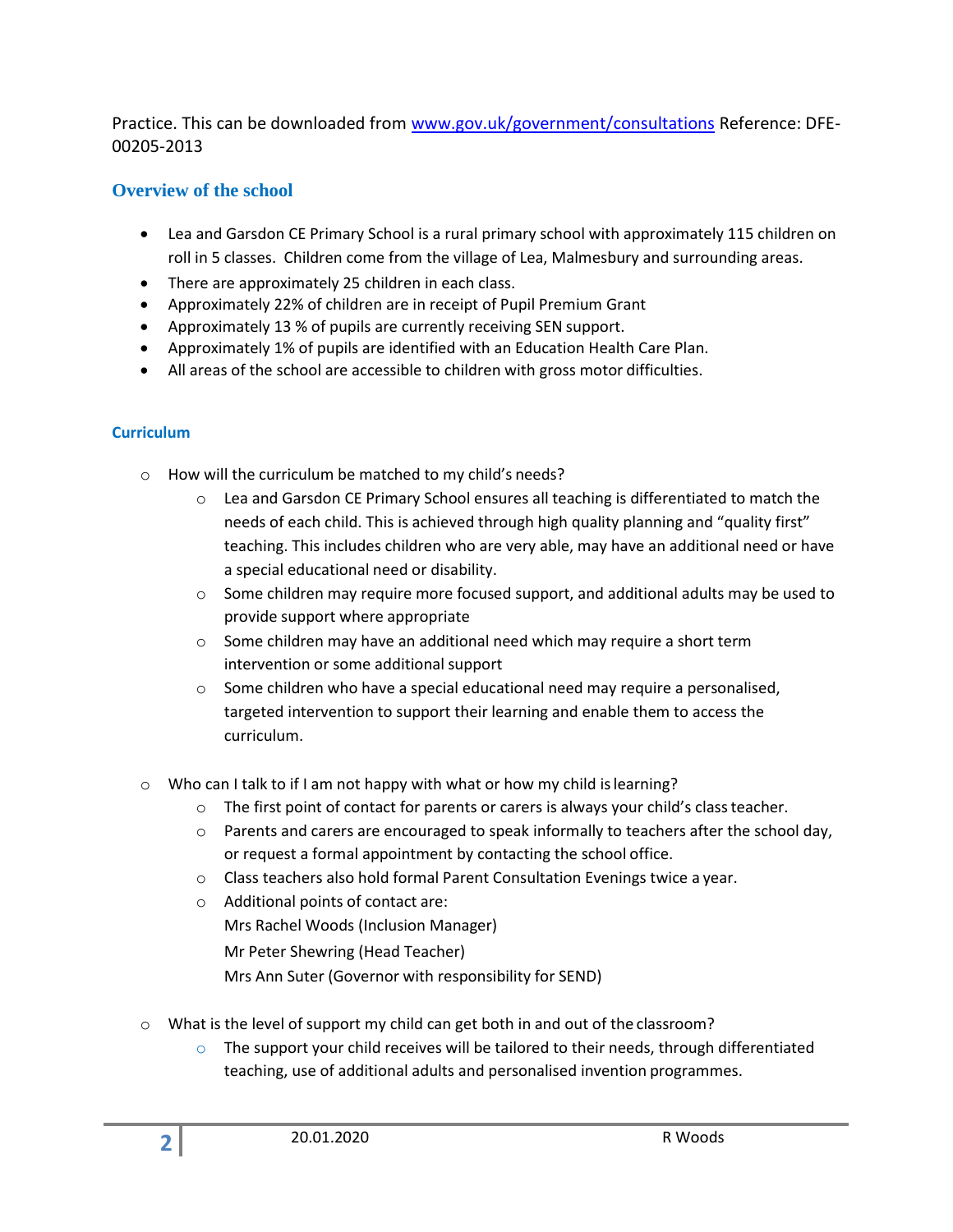Practice. This can be downloaded from [www.gov.uk/government/consultations](http://www.gov.uk/government/consultations) Reference: DFE-00205-2013

## Overview of the school

- Lea and Garsdon CE Primary School is a rural primary school with approximately 115 children on roll in 5 classes. Children come from the village of Lea, Malmesbury and surrounding areas.
- There are approximately 25 children in each class.
- Approximately 22% of children are in receipt of Pupil Premium Grant
- Approximately 13 % of pupils are currently receiving SEN support.
- Approximately 1% of pupils are identified with an Education Health Care Plan.
- All areas of the school are accessible to children with gross motor difficulties.

### Curriculum

- How will the curriculum be matched to my child's needs?
  - Lea and Garsdon CE Primary School ensures all teaching is differentiated to match the needs of each child. This is achieved through high quality planning and "quality first" teaching. This includes children who are very able, may have an additional need or have a special educational need or disability.
  - Some children may require more focused support, and additional adults may be used to provide support where appropriate
  - Some children may have an additional need which may require a short term intervention or some additional support
  - Some children who have a special educational need may require a personalised, targeted intervention to support their learning and enable them to access the curriculum.

- Who can I talk to if I am not happy with what or how my child is learning?
  - The first point of contact for parents or carers is always your child's class teacher.
  - Parents and carers are encouraged to speak informally to teachers after the school day, or request a formal appointment by contacting the school office.
  - Class teachers also hold formal Parent Consultation Evenings twice a year.
  - Additional points of contact are:  
    Mrs Rachel Woods (Inclusion Manager)  
    Mr Peter Shewring (Head Teacher)  
    Mrs Ann Suter (Governor with responsibility for SEND)

- What is the level of support my child can get both in and out of the classroom?
  - The support your child receives will be tailored to their needs, through differentiated teaching, use of additional adults and personalised invention programmes.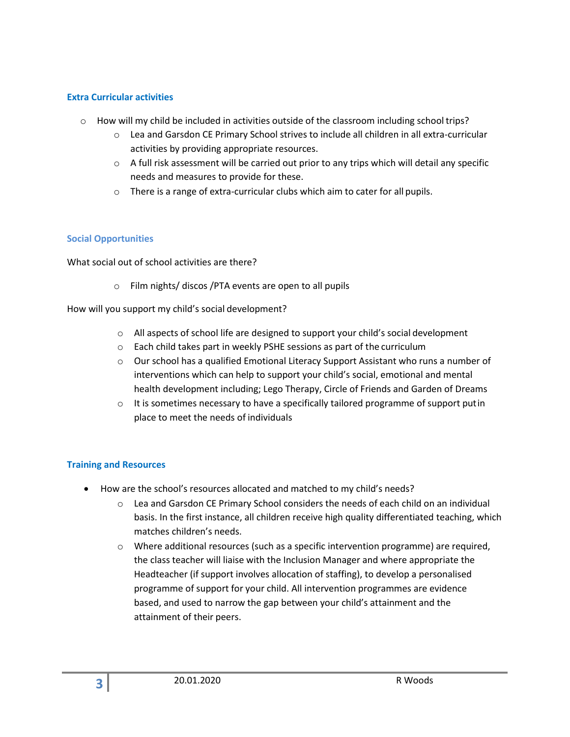### Extra Curricular activities

- How will my child be included in activities outside of the classroom including school trips?
  - Lea and Garsdon CE Primary School strives to include all children in all extra-curricular activities by providing appropriate resources.
  - A full risk assessment will be carried out prior to any trips which will detail any specific needs and measures to provide for these.
  - There is a range of extra-curricular clubs which aim to cater for all pupils.

### Social Opportunities

What social out of school activities are there?

- Film nights/ discos /PTA events are open to all pupils

How will you support my child's social development?

- All aspects of school life are designed to support your child's social development
- Each child takes part in weekly PSHE sessions as part of the curriculum
- Our school has a qualified Emotional Literacy Support Assistant who runs a number of interventions which can help to support your child's social, emotional and mental health development including; Lego Therapy, Circle of Friends and Garden of Dreams
- It is sometimes necessary to have a specifically tailored programme of support put in place to meet the needs of individuals

### Training and Resources

- How are the school's resources allocated and matched to my child's needs?
  - Lea and Garsdon CE Primary School considers the needs of each child on an individual basis. In the first instance, all children receive high quality differentiated teaching, which matches children's needs.
  - Where additional resources (such as a specific intervention programme) are required, the class teacher will liaise with the Inclusion Manager and where appropriate the Headteacher (if support involves allocation of staffing), to develop a personalised programme of support for your child. All intervention programmes are evidence based, and used to narrow the gap between your child's attainment and the attainment of their peers.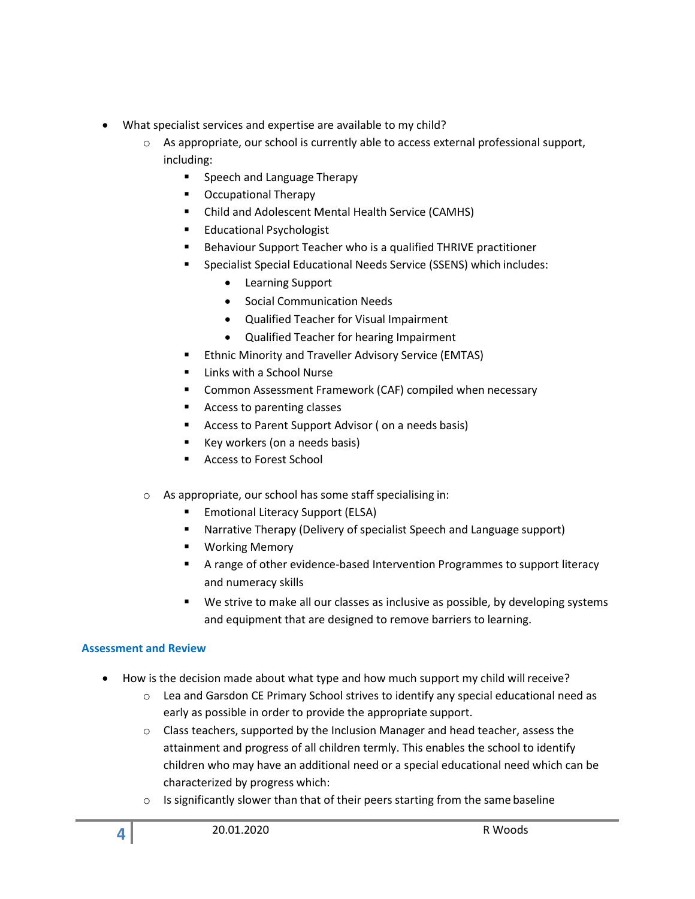- What specialist services and expertise are available to my child?
    - As appropriate, our school is currently able to access external professional support, including:
        - Speech and Language Therapy
        - Occupational Therapy
        - Child and Adolescent Mental Health Service (CAMHS)
        - Educational Psychologist
        - Behaviour Support Teacher who is a qualified THRIVE practitioner
        - Specialist Special Educational Needs Service (SSENS) which includes:
            - Learning Support
            - Social Communication Needs
            - Qualified Teacher for Visual Impairment
            - Qualified Teacher for hearing Impairment
        - Ethnic Minority and Traveller Advisory Service (EMTAS)
        - Links with a School Nurse
        - Common Assessment Framework (CAF) compiled when necessary
        - Access to parenting classes
        - Access to Parent Support Advisor ( on a needs basis)
        - Key workers (on a needs basis)
        - Access to Forest School
    - As appropriate, our school has some staff specialising in:
        - Emotional Literacy Support (ELSA)
        - Narrative Therapy (Delivery of specialist Speech and Language support)
        - Working Memory
        - A range of other evidence-based Intervention Programmes to support literacy and numeracy skills
        - We strive to make all our classes as inclusive as possible, by developing systems and equipment that are designed to remove barriers to learning.

### Assessment and Review

- How is the decision made about what type and how much support my child will receive?
    - Lea and Garsdon CE Primary School strives to identify any special educational need as early as possible in order to provide the appropriate support.
    - Class teachers, supported by the Inclusion Manager and head teacher, assess the attainment and progress of all children termly. This enables the school to identify children who may have an additional need or a special educational need which can be characterized by progress which:
    - Is significantly slower than that of their peers starting from the same baseline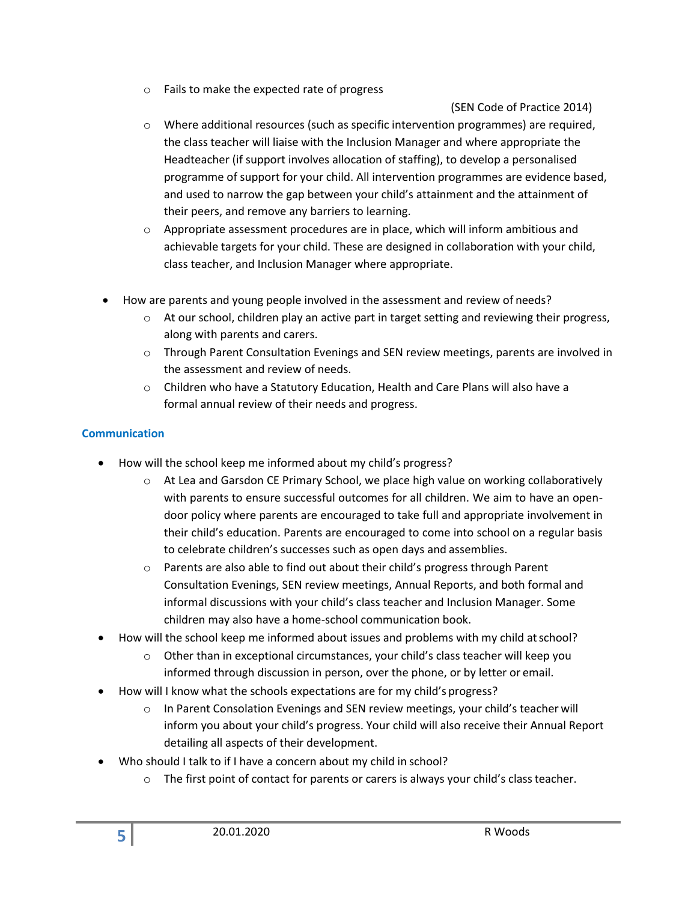- Fails to make the expected rate of progress

(SEN Code of Practice 2014)

  - Where additional resources (such as specific intervention programmes) are required, the class teacher will liaise with the Inclusion Manager and where appropriate the Headteacher (if support involves allocation of staffing), to develop a personalised programme of support for your child. All intervention programmes are evidence based, and used to narrow the gap between your child's attainment and the attainment of their peers, and remove any barriers to learning.
  - Appropriate assessment procedures are in place, which will inform ambitious and achievable targets for your child. These are designed in collaboration with your child, class teacher, and Inclusion Manager where appropriate.

- How are parents and young people involved in the assessment and review of needs?
  - At our school, children play an active part in target setting and reviewing their progress, along with parents and carers.
  - Through Parent Consultation Evenings and SEN review meetings, parents are involved in the assessment and review of needs.
  - Children who have a Statutory Education, Health and Care Plans will also have a formal annual review of their needs and progress.

### Communication

- How will the school keep me informed about my child's progress?
  - At Lea and Garsdon CE Primary School, we place high value on working collaboratively with parents to ensure successful outcomes for all children. We aim to have an open-door policy where parents are encouraged to take full and appropriate involvement in their child's education. Parents are encouraged to come into school on a regular basis to celebrate children's successes such as open days and assemblies.
  - Parents are also able to find out about their child's progress through Parent Consultation Evenings, SEN review meetings, Annual Reports, and both formal and informal discussions with your child's class teacher and Inclusion Manager. Some children may also have a home-school communication book.
- How will the school keep me informed about issues and problems with my child at school?
  - Other than in exceptional circumstances, your child's class teacher will keep you informed through discussion in person, over the phone, or by letter or email.
- How will I know what the schools expectations are for my child's progress?
  - In Parent Consolation Evenings and SEN review meetings, your child's teacher will inform you about your child's progress. Your child will also receive their Annual Report detailing all aspects of their development.
- Who should I talk to if I have a concern about my child in school?
  - The first point of contact for parents or carers is always your child's class teacher.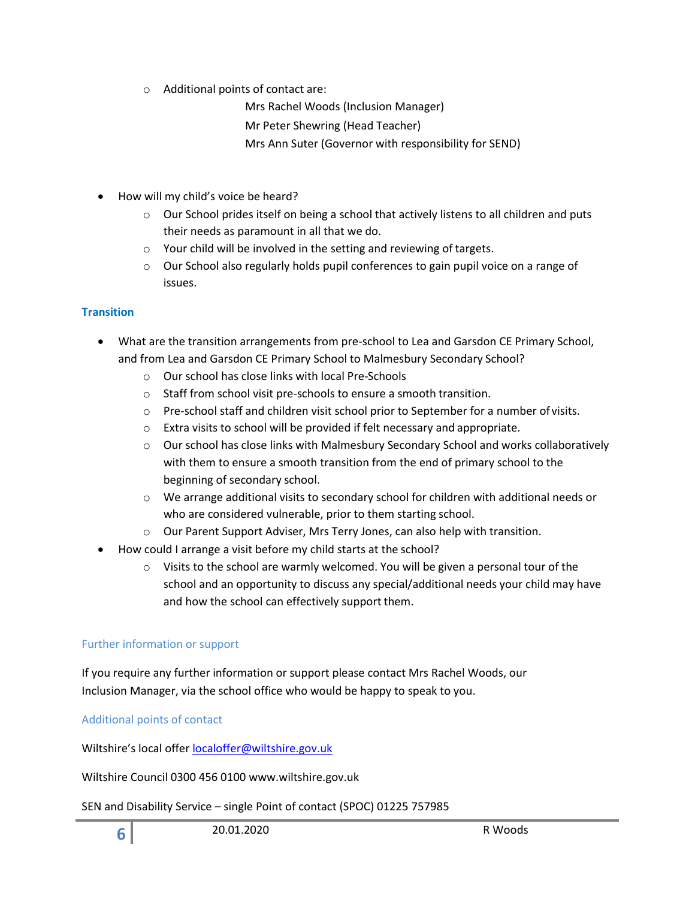- Additional points of contact are:

    Mrs Rachel Woods (Inclusion Manager)

    Mr Peter Shewring (Head Teacher)

    Mrs Ann Suter (Governor with responsibility for SEND)

- How will my child's voice be heard?
  - Our School prides itself on being a school that actively listens to all children and puts their needs as paramount in all that we do.
  - Your child will be involved in the setting and reviewing of targets.
  - Our School also regularly holds pupil conferences to gain pupil voice on a range of issues.

## Transition

- What are the transition arrangements from pre-school to Lea and Garsdon CE Primary School, and from Lea and Garsdon CE Primary School to Malmesbury Secondary School?
  - Our school has close links with local Pre-Schools
  - Staff from school visit pre-schools to ensure a smooth transition.
  - Pre-school staff and children visit school prior to September for a number of visits.
  - Extra visits to school will be provided if felt necessary and appropriate.
  - Our school has close links with Malmesbury Secondary School and works collaboratively with them to ensure a smooth transition from the end of primary school to the beginning of secondary school.
  - We arrange additional visits to secondary school for children with additional needs or who are considered vulnerable, prior to them starting school.
  - Our Parent Support Adviser, Mrs Terry Jones, can also help with transition.
- How could I arrange a visit before my child starts at the school?
  - Visits to the school are warmly welcomed. You will be given a personal tour of the school and an opportunity to discuss any special/additional needs your child may have and how the school can effectively support them.

### Further information or support

If you require any further information or support please contact Mrs Rachel Woods, our Inclusion Manager, via the school office who would be happy to speak to you.

### Additional points of contact

Wiltshire's local offer localoffer@wiltshire.gov.uk

Wiltshire Council 0300 456 0100 www.wiltshire.gov.uk

SEN and Disability Service – single Point of contact (SPOC) 01225 757985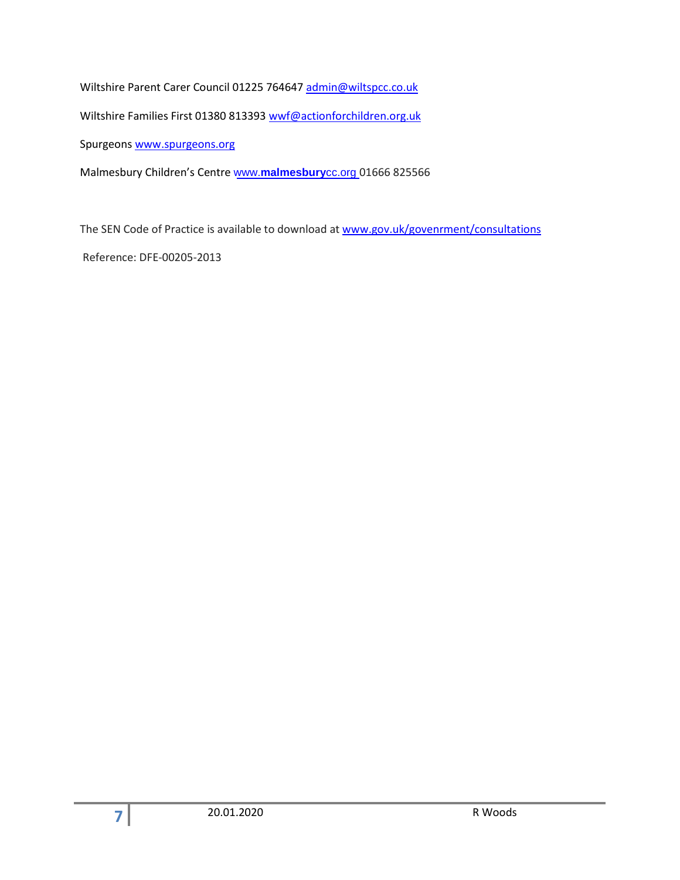Wiltshire Parent Carer Council 01225 764647 admin@wiltspcc.co.uk

Wiltshire Families First 01380 813393 wwf@actionforchildren.org.uk

Spurgeons www.spurgeons.org

Malmesbury Children's Centre www.**malmesbury**cc.org 01666 825566

The SEN Code of Practice is available to download at www.gov.uk/govenrment/consultations

Reference: DFE-00205-2013